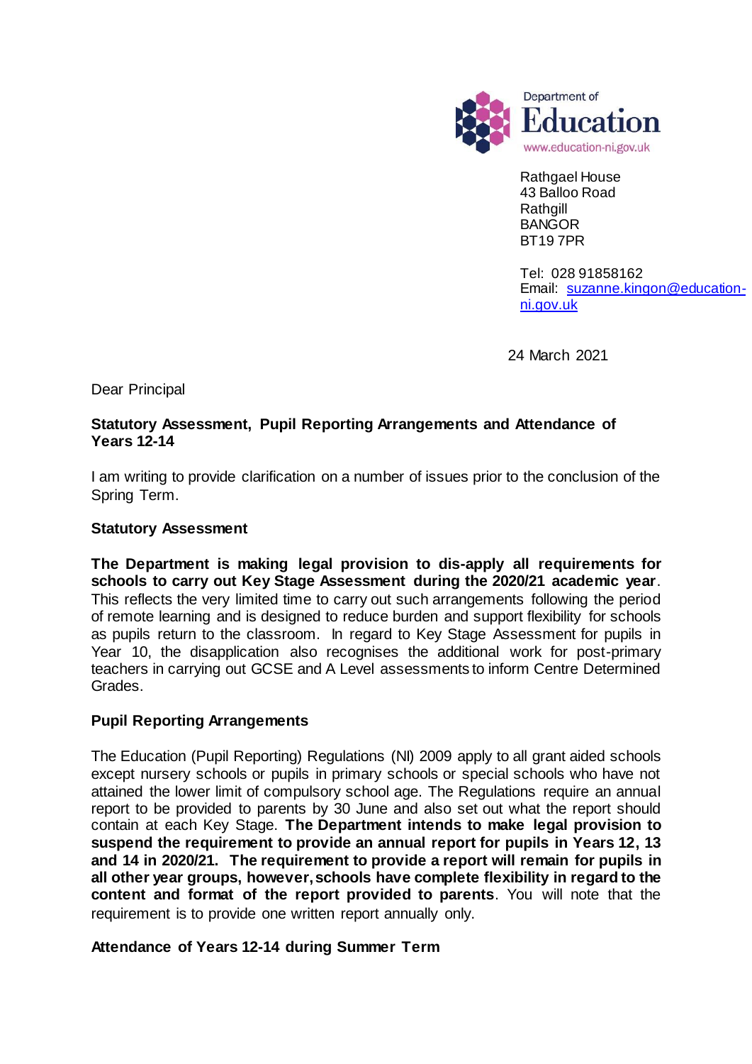Department of Education
www.education-ni.gov.uk

Rathgael House
43 Balloo Road
Rathgill
BANGOR
BT19 7PR

Tel: 028 91858162
Email: suzanne.kingon@education-ni.gov.uk

24 March 2021

Dear Principal

**Statutory Assessment, Pupil Reporting Arrangements and Attendance of Years 12-14**

I am writing to provide clarification on a number of issues prior to the conclusion of the Spring Term.

**Statutory Assessment**

**The Department is making legal provision to dis-apply all requirements for schools to carry out Key Stage Assessment during the 2020/21 academic year**. This reflects the very limited time to carry out such arrangements following the period of remote learning and is designed to reduce burden and support flexibility for schools as pupils return to the classroom. In regard to Key Stage Assessment for pupils in Year 10, the disapplication also recognises the additional work for post-primary teachers in carrying out GCSE and A Level assessments to inform Centre Determined Grades.

**Pupil Reporting Arrangements**

The Education (Pupil Reporting) Regulations (NI) 2009 apply to all grant aided schools except nursery schools or pupils in primary schools or special schools who have not attained the lower limit of compulsory school age. The Regulations require an annual report to be provided to parents by 30 June and also set out what the report should contain at each Key Stage. **The Department intends to make legal provision to suspend the requirement to provide an annual report for pupils in Years 12, 13 and 14 in 2020/21. The requirement to provide a report will remain for pupils in all other year groups, however, schools have complete flexibility in regard to the content and format of the report provided to parents**. You will note that the requirement is to provide one written report annually only.

**Attendance of Years 12-14 during Summer Term**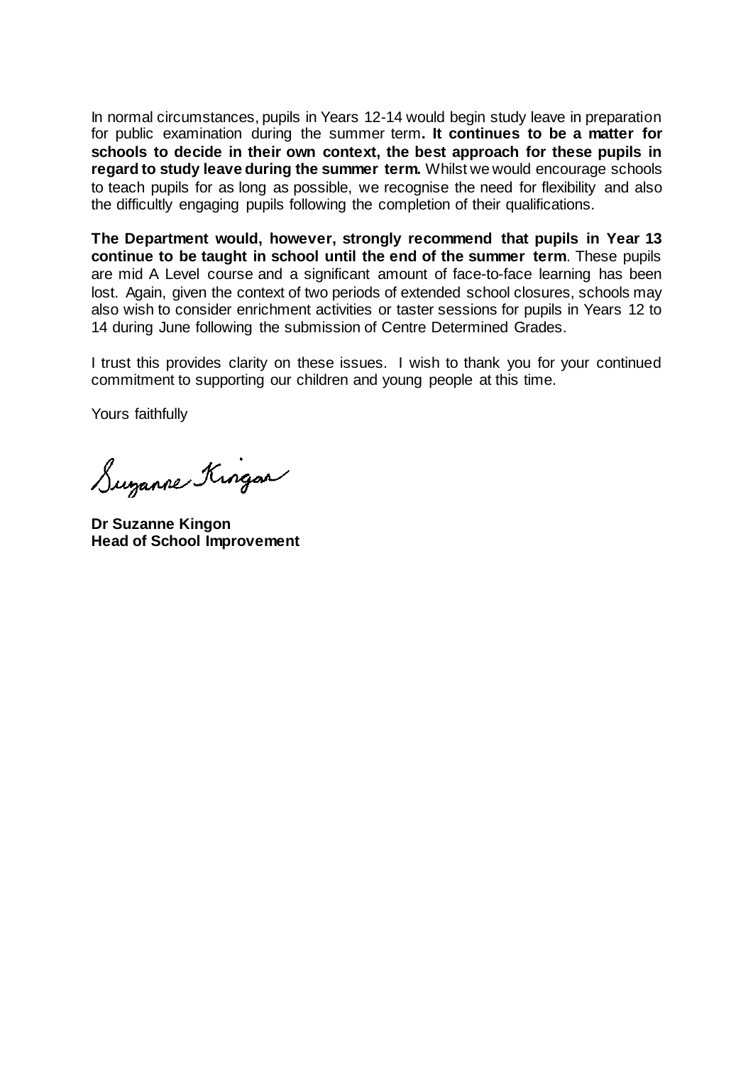In normal circumstances, pupils in Years 12-14 would begin study leave in preparation for public examination during the summer term**. It continues to be a matter for schools to decide in their own context, the best approach for these pupils in regard to study leave during the summer term.** Whilst we would encourage schools to teach pupils for as long as possible, we recognise the need for flexibility and also the difficultly engaging pupils following the completion of their qualifications.

**The Department would, however, strongly recommend that pupils in Year 13 continue to be taught in school until the end of the summer term**. These pupils are mid A Level course and a significant amount of face-to-face learning has been lost. Again, given the context of two periods of extended school closures, schools may also wish to consider enrichment activities or taster sessions for pupils in Years 12 to 14 during June following the submission of Centre Determined Grades.

I trust this provides clarity on these issues. I wish to thank you for your continued commitment to supporting our children and young people at this time.

Yours faithfully

Suzanne Kingon

**Dr Suzanne Kingon**
**Head of School Improvement**